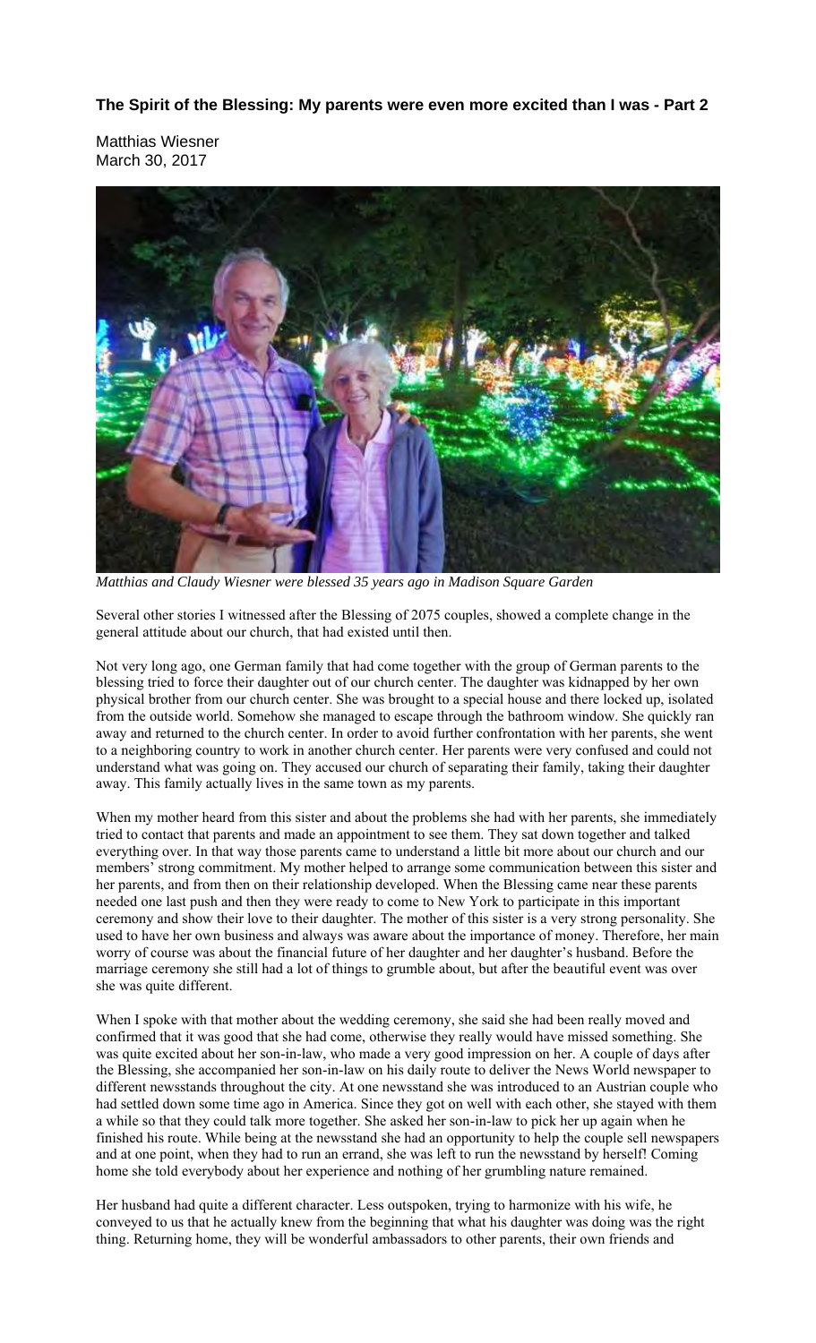**The Spirit of the Blessing: My parents were even more excited than I was - Part 2**

Matthias Wiesner
March 30, 2017

*Matthias and Claudy Wiesner were blessed 35 years ago in Madison Square Garden*

Several other stories I witnessed after the Blessing of 2075 couples, showed a complete change in the general attitude about our church, that had existed until then.

Not very long ago, one German family that had come together with the group of German parents to the blessing tried to force their daughter out of our church center. The daughter was kidnapped by her own physical brother from our church center. She was brought to a special house and there locked up, isolated from the outside world. Somehow she managed to escape through the bathroom window. She quickly ran away and returned to the church center. In order to avoid further confrontation with her parents, she went to a neighboring country to work in another church center. Her parents were very confused and could not understand what was going on. They accused our church of separating their family, taking their daughter away. This family actually lives in the same town as my parents.

When my mother heard from this sister and about the problems she had with her parents, she immediately tried to contact that parents and made an appointment to see them. They sat down together and talked everything over. In that way those parents came to understand a little bit more about our church and our members' strong commitment. My mother helped to arrange some communication between this sister and her parents, and from then on their relationship developed. When the Blessing came near these parents needed one last push and then they were ready to come to New York to participate in this important ceremony and show their love to their daughter. The mother of this sister is a very strong personality. She used to have her own business and always was aware about the importance of money. Therefore, her main worry of course was about the financial future of her daughter and her daughter's husband. Before the marriage ceremony she still had a lot of things to grumble about, but after the beautiful event was over she was quite different.

When I spoke with that mother about the wedding ceremony, she said she had been really moved and confirmed that it was good that she had come, otherwise they really would have missed something. She was quite excited about her son-in-law, who made a very good impression on her. A couple of days after the Blessing, she accompanied her son-in-law on his daily route to deliver the News World newspaper to different newsstands throughout the city. At one newsstand she was introduced to an Austrian couple who had settled down some time ago in America. Since they got on well with each other, she stayed with them a while so that they could talk more together. She asked her son-in-law to pick her up again when he finished his route. While being at the newsstand she had an opportunity to help the couple sell newspapers and at one point, when they had to run an errand, she was left to run the newsstand by herself! Coming home she told everybody about her experience and nothing of her grumbling nature remained.

Her husband had quite a different character. Less outspoken, trying to harmonize with his wife, he conveyed to us that he actually knew from the beginning that what his daughter was doing was the right thing. Returning home, they will be wonderful ambassadors to other parents, their own friends and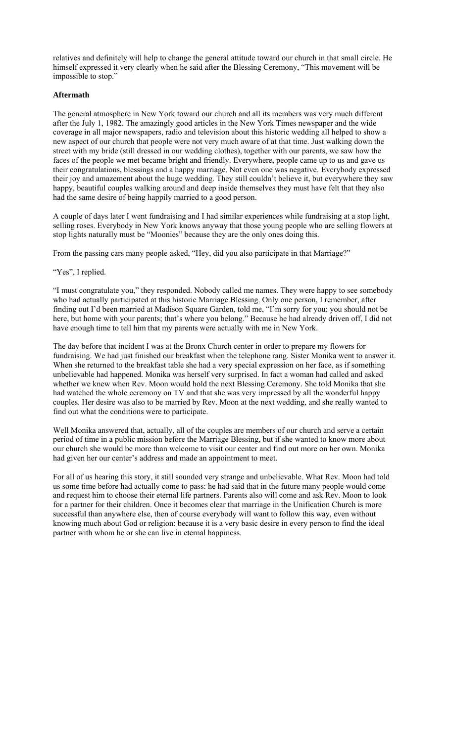relatives and definitely will help to change the general attitude toward our church in that small circle. He himself expressed it very clearly when he said after the Blessing Ceremony, "This movement will be impossible to stop."

**Aftermath**

The general atmosphere in New York toward our church and all its members was very much different after the July 1, 1982. The amazingly good articles in the New York Times newspaper and the wide coverage in all major newspapers, radio and television about this historic wedding all helped to show a new aspect of our church that people were not very much aware of at that time. Just walking down the street with my bride (still dressed in our wedding clothes), together with our parents, we saw how the faces of the people we met became bright and friendly. Everywhere, people came up to us and gave us their congratulations, blessings and a happy marriage. Not even one was negative. Everybody expressed their joy and amazement about the huge wedding. They still couldn't believe it, but everywhere they saw happy, beautiful couples walking around and deep inside themselves they must have felt that they also had the same desire of being happily married to a good person.

A couple of days later I went fundraising and I had similar experiences while fundraising at a stop light, selling roses. Everybody in New York knows anyway that those young people who are selling flowers at stop lights naturally must be "Moonies" because they are the only ones doing this.

From the passing cars many people asked, "Hey, did you also participate in that Marriage?"

"Yes", I replied.

"I must congratulate you," they responded. Nobody called me names. They were happy to see somebody who had actually participated at this historic Marriage Blessing. Only one person, I remember, after finding out I'd been married at Madison Square Garden, told me, "I'm sorry for you; you should not be here, but home with your parents; that's where you belong." Because he had already driven off, I did not have enough time to tell him that my parents were actually with me in New York.

The day before that incident I was at the Bronx Church center in order to prepare my flowers for fundraising. We had just finished our breakfast when the telephone rang. Sister Monika went to answer it. When she returned to the breakfast table she had a very special expression on her face, as if something unbelievable had happened. Monika was herself very surprised. In fact a woman had called and asked whether we knew when Rev. Moon would hold the next Blessing Ceremony. She told Monika that she had watched the whole ceremony on TV and that she was very impressed by all the wonderful happy couples. Her desire was also to be married by Rev. Moon at the next wedding, and she really wanted to find out what the conditions were to participate.

Well Monika answered that, actually, all of the couples are members of our church and serve a certain period of time in a public mission before the Marriage Blessing, but if she wanted to know more about our church she would be more than welcome to visit our center and find out more on her own. Monika had given her our center's address and made an appointment to meet.

For all of us hearing this story, it still sounded very strange and unbelievable. What Rev. Moon had told us some time before had actually come to pass: he had said that in the future many people would come and request him to choose their eternal life partners. Parents also will come and ask Rev. Moon to look for a partner for their children. Once it becomes clear that marriage in the Unification Church is more successful than anywhere else, then of course everybody will want to follow this way, even without knowing much about God or religion: because it is a very basic desire in every person to find the ideal partner with whom he or she can live in eternal happiness.